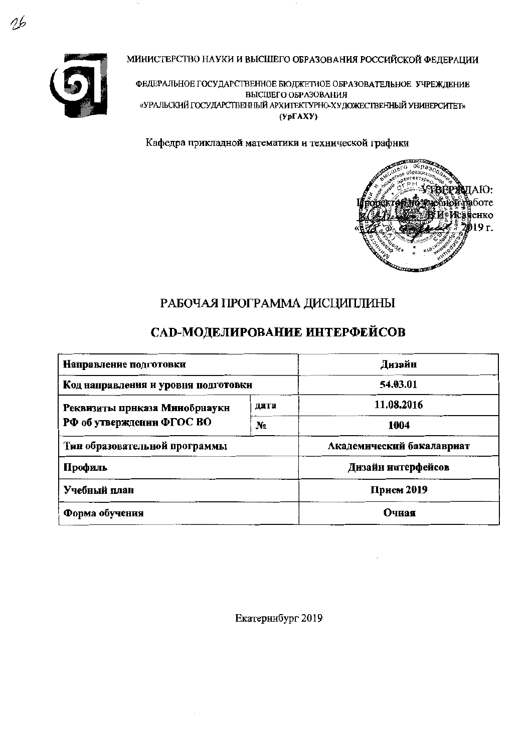МИНИСТЕРСТВО НАУКИ И ВЫСШЕГО ОБРАЗОВАНИЯ РОССИЙСКОЙ ФЕДЕРАЦИИ

ФЕДЕРАЛЬНОЕ ГОСУДАРСТВЕННОЕ БЮДЖЕТНОЕ ОБРАЗОВАТЕЛЬНОЕ УЧРЕЖДЕНИЕ ВЫСШЕГО ОБРАЗОВАНИЯ
«УРАЛЬСКИЙ ГОСУДАРСТВЕННЫЙ АРХИТЕКТУРНО-ХУДОЖЕСТВЕННЫЙ УНИВЕРСИТЕТ»
**(УрГАХУ)**

Кафедра прикладной математики и технической графики

УТВЕРЖДАЮ:
Проректор по учебной работе
В.И. Исаенко
« » 2019 г.

# РАБОЧАЯ ПРОГРАММА ДИСЦИПЛИНЫ

# CAD-МОДЕЛИРОВАНИЕ ИНТЕРФЕЙСОВ

| | | |
|---|---|---|
| **Направление подготовки** | | **Дизайн** |
| **Код направления и уровня подготовки** | | **54.03.01** |
| **Реквизиты приказа Минобрнауки РФ об утверждении ФГОС ВО** | **дата** | **11.08.2016** |
| | **№** | **1004** |
| **Тип образовательной программы** | | **Академический бакалавриат** |
| **Профиль** | | **Дизайн интерфейсов** |
| **Учебный план** | | **Прием 2019** |
| **Форма обучения** | | **Очная** |

Екатеринбург 2019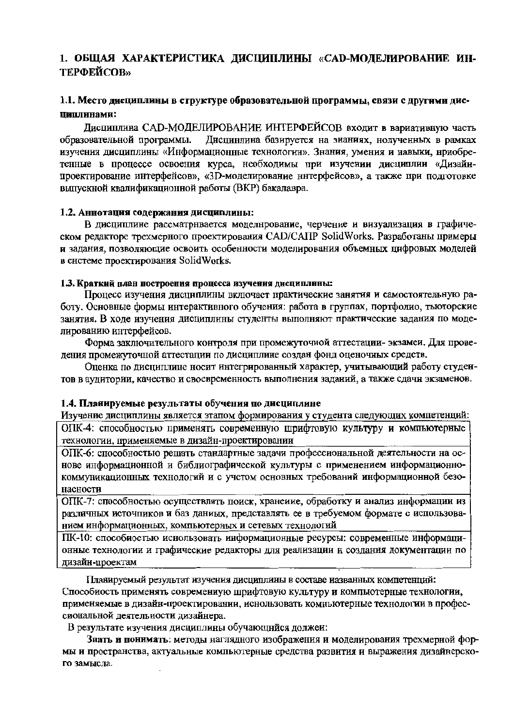# 1. ОБЩАЯ ХАРАКТЕРИСТИКА ДИСЦИПЛИНЫ «CAD-МОДЕЛИРОВАНИЕ ИНТЕРФЕЙСОВ»

## 1.1. Место дисциплины в структуре образовательной программы, связи с другими дисциплинами:

Дисциплина CAD-МОДЕЛИРОВАНИЕ ИНТЕРФЕЙСОВ входит в вариативную часть образовательной программы. Дисциплина базируется на знаниях, полученных в рамках изучения дисциплины «Информационные технологии». Знания, умения и навыки, приобретенные в процессе освоения курса, необходимы при изучении дисциплин «Дизайн-проектирование интерфейсов», «3D-моделирование интерфейсов», а также при подготовке выпускной квалификационной работы (ВКР) бакалавра.

## 1.2. Аннотация содержания дисциплины:

В дисциплине рассматривается моделирование, черчение и визуализация в графическом редакторе трехмерного проектирования CAD/САПР SolidWorks. Разработаны примеры и задания, позволяющие освоить особенности моделирования объемных цифровых моделей в системе проектирования SolidWorks.

## 1.3. Краткий план построения процесса изучения дисциплины:

Процесс изучения дисциплины включает практические занятия и самостоятельную работу. Основные формы интерактивного обучения: работа в группах, портфолио, тьюторские занятия. В ходе изучения дисциплины студенты выполняют практические задания по моделированию интерфейсов.

Форма заключительного контроля при промежуточной аттестации- экзамен. Для проведения промежуточной аттестации по дисциплине создан фонд оценочных средств.

Оценка по дисциплине носит интегрированный характер, учитывающий работу студентов в аудитории, качество и своевременность выполнения заданий, а также сдачи экзаменов.

## 1.4. Планируемые результаты обучения по дисциплине

Изучение дисциплины является этапом формирования у студента следующих компетенций:

| |
|---|
| ОПК-4: способностью применять современную шрифтовую культуру и компьютерные технологии, применяемые в дизайн-проектировании |
| ОПК-6: способностью решать стандартные задачи профессиональной деятельности на основе информационной и библиографической культуры с применением информационно-коммуникационных технологий и с учетом основных требований информационной безопасности |
| ОПК-7: способностью осуществлять поиск, хранение, обработку и анализ информации из различных источников и баз данных, представлять ее в требуемом формате с использованием информационных, компьютерных и сетевых технологий |
| ПК-10: способностью использовать информационные ресурсы: современные информационные технологии и графические редакторы для реализации и создания документации по дизайн-проектам |

Планируемый результат изучения дисциплины в составе названных компетенций: Способность применять современную шрифтовую культуру и компьютерные технологии, применяемые в дизайн-проектировании, использовать компьютерные технологии в профессиональной деятельности дизайнера.

В результате изучения дисциплины обучающийся должен:

**Знать и понимать**: методы наглядного изображения и моделирования трехмерной формы и пространства, актуальные компьютерные средства развития и выражения дизайнерского замысла.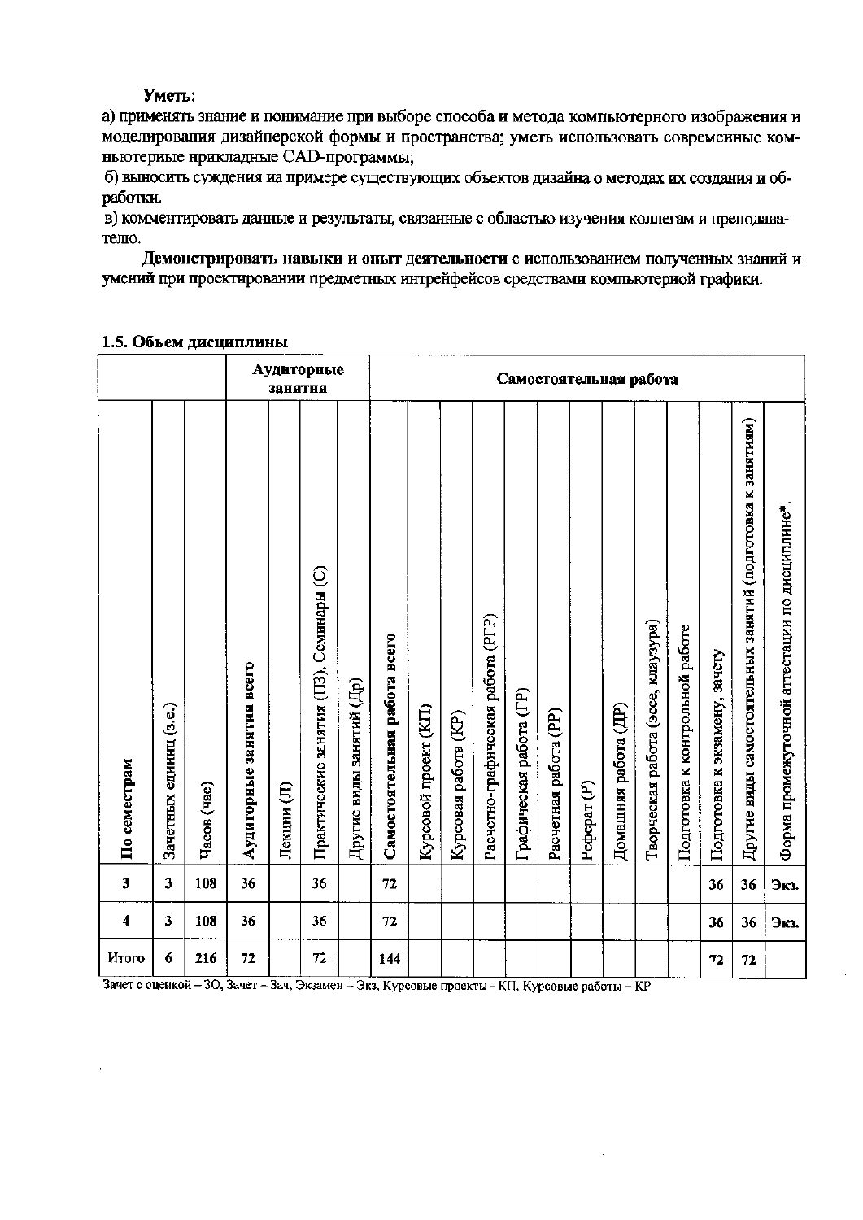**Уметь**:

а) применять знание и понимание при выборе способа и метода компьютерного изображения и моделирования дизайнерской формы и пространства; уметь использовать современные компьютерные прикладные CAD-программы;

б) выносить суждения на примере существующих объектов дизайна о методах их создания и обработки.

в) комментировать данные и результаты, связанные с областью изучения коллегам и преподавателю.

**Демонстрировать навыки и опыт деятельности** с использованием полученных знаний и умений при проектировании предметных интрейфейсов средствами компьютерной графики.

**1.5. Объем дисциплины**

| | | | **Аудиторные занятия** | | | | **Самостоятельная работа** | | | | | | | | | | | | | |
|---|---|---|---|---|---|---|---|---|---|---|---|---|---|---|---|---|---|---|---|---|
| **По семестрам** | Зачетных единиц (з.е.) | Часов (час) | **Аудиторные занятия всего** | Лекции (Л) | Практические занятия (ПЗ), Семинары (С) | Другие виды занятий (Др) | **Самостоятельная работа всего** | Курсовой проект (КП) | Курсовая работа (КР) | Расчетно-графическая работа (РГР) | Графическая работа (ГР) | Расчетная работа (РР) | Реферат (Р) | Домашняя работа (ДР) | Творческая работа (эссе, клаузура) | Подготовка к контрольной работе | Подготовка к экзамену, зачету | Другие виды самостоятельных занятий (подготовка к занятиям) | Форма промежуточной аттестации по дисциплине* |
| **3** | **3** | **108** | **36** | | 36 | | **72** | | | | | | | | | | **36** | **36** | **Экз.** |
| **4** | **3** | **108** | **36** | | 36 | | **72** | | | | | | | | | | **36** | **36** | **Экз.** |
| Итого | **6** | **216** | **72** | | 72 | | **144** | | | | | | | | | | **72** | **72** | |

Зачет с оценкой – ЗО, Зачет – Зач, Экзамен – Экз, Курсовые проекты - КП, Курсовые работы – КР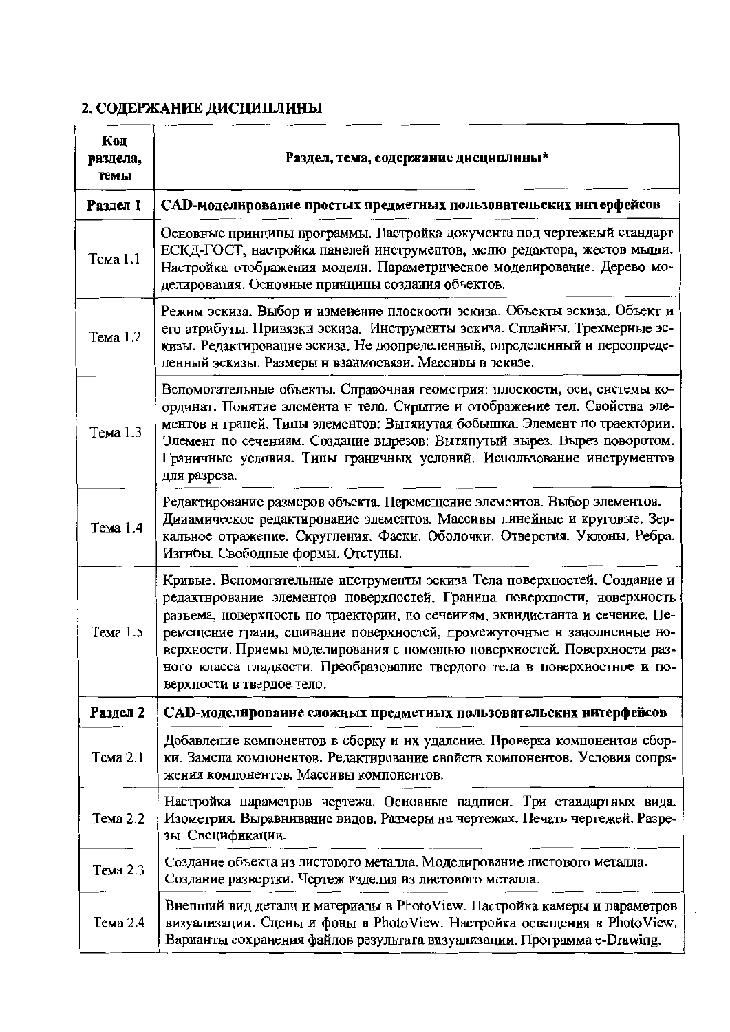## 2. СОДЕРЖАНИЕ ДИСЦИПЛИНЫ

| Код раздела, темы | Раздел, тема, содержание дисциплины* |
|---|---|
| **Раздел 1** | **CAD-моделирование простых предметных пользовательских интерфейсов** |
| Тема 1.1 | Основные принципы программы. Настройка документа под чертежный стандарт ЕСКД-ГОСТ, настройка панелей инструментов, меню редактора, жестов мыши. Настройка отображения модели. Параметрическое моделирование. Дерево моделирования. Основные принципы создания объектов. |
| Тема 1.2 | Режим эскиза. Выбор и изменение плоскости эскиза. Объекты эскиза. Объект и его атрибуты. Привязки эскиза. Инструменты эскиза. Сплайны. Трехмерные эскизы. Редактирование эскиза. Не доопределенный, определенный и переопределенный эскизы. Размеры и взаимосвязи. Массивы в эскизе. |
| Тема 1.3 | Вспомогательные объекты. Справочная геометрия: плоскости, оси, системы координат. Понятие элемента и тела. Скрытие и отображение тел. Свойства элементов и граней. Типы элементов: Вытянутая бобышка. Элемент по траектории. Элемент по сечениям. Создание вырезов: Вытянутый вырез. Вырез поворотом. Граничные условия. Типы граничных условий. Использование инструментов для разреза. |
| Тема 1.4 | Редактирование размеров объекта. Перемещение элементов. Выбор элементов. Динамическое редактирование элементов. Массивы линейные и круговые. Зеркальное отражение. Скругления. Фаски. Оболочки. Отверстия. Уклоны. Ребра. Изгибы. Свободные формы. Отступы. |
| Тема 1.5 | Кривые. Вспомогательные инструменты эскиза Тела поверхностей. Создание и редактирование элементов поверхностей. Граница поверхности, поверхность разъема, поверхность по траектории, по сечениям, эквидистанта и сечение. Перемещение грани, сшивание поверхностей, промежуточные и заполненные поверхности. Приемы моделирования с помощью поверхностей. Поверхности разного класса гладкости. Преобразование твердого тела в поверхностное и поверхности в твердое тело. |
| **Раздел 2** | **CAD-моделирование сложных предметных пользовательских интерфейсов** |
| Тема 2.1 | Добавление компонентов в сборку и их удаление. Проверка компонентов сборки. Замена компонентов. Редактирование свойств компонентов. Условия сопряжения компонентов. Массивы компонентов. |
| Тема 2.2 | Настройка параметров чертежа. Основные надписи. Три стандартных вида. Изометрия. Выравнивание видов. Размеры на чертежах. Печать чертежей. Разрезы. Спецификации. |
| Тема 2.3 | Создание объекта из листового металла. Моделирование листового металла. Создание развертки. Чертеж изделия из листового металла. |
| Тема 2.4 | Внешний вид детали и материалы в PhotoView. Настройка камеры и параметров визуализации. Сцены и фоны в PhotoView. Настройка освещения в PhotoView. Варианты сохранения файлов результата визуализации. Программа e-Drawing. |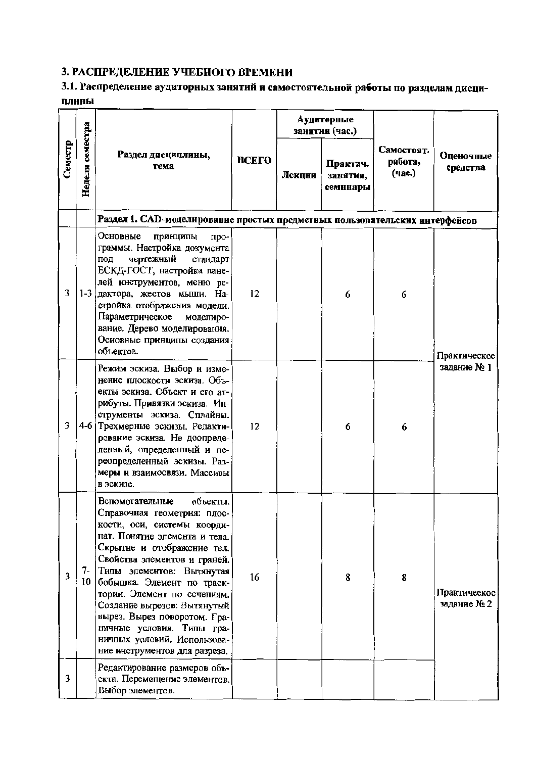## 3. РАСПРЕДЕЛЕНИЕ УЧЕБНОГО ВРЕМЕНИ

### 3.1. Распределение аудиторных занятий и самостоятельной работы по разделам дисциплины

| Семестр | Неделя семестра | Раздел дисциплины, тема | ВСЕГО | Аудиторные занятия (час.) | | Самостоят. работа, (час.) | Оценочные средства |
|---|---|---|---|---|---|---|---|
| | | | | Лекции | Практич. занятия, семинары | | |
| | | **Раздел 1. CAD-моделирование простых предметных пользовательских интерфейсов** | | | | | |
| 3 | 1-3 | Основные принципы программы. Настройка документа под чертежный стандарт ЕСКД-ГОСТ, настройка панелей инструментов, меню редактора, жестов мыши. Настройка отображения модели. Параметрическое моделирование. Дерево моделирования. Основные принципы создания объектов. | 12 | | 6 | 6 | Практическое задание № 1 |
| 3 | 4-6 | Режим эскиза. Выбор и изменение плоскости эскиза. Объекты эскиза. Объект и его атрибуты. Привязки эскиза. Инструменты эскиза. Сплайны. Трехмерные эскизы. Редактирование эскиза. Не доопределенный, определенный и переопределенный эскизы. Размеры и взаимосвязи. Массивы в эскизе. | 12 | | 6 | 6 | |
| 3 | 7-10 | Вспомогательные объекты. Справочная геометрия: плоскости, оси, системы координат. Понятие элемента и тела. Скрытие и отображение тел. Свойства элементов и граней. Типы элементов: Вытянутая бобышка. Элемент по траектории. Элемент по сечениям. Создание вырезов: Вытянутый вырез. Вырез поворотом. Граничные условия. Типы граничных условий. Использование инструментов для разреза. | 16 | | 8 | 8 | Практическое задание № 2 |
| 3 | | Редактирование размеров объекта. Перемещение элементов. Выбор элементов. | | | | | |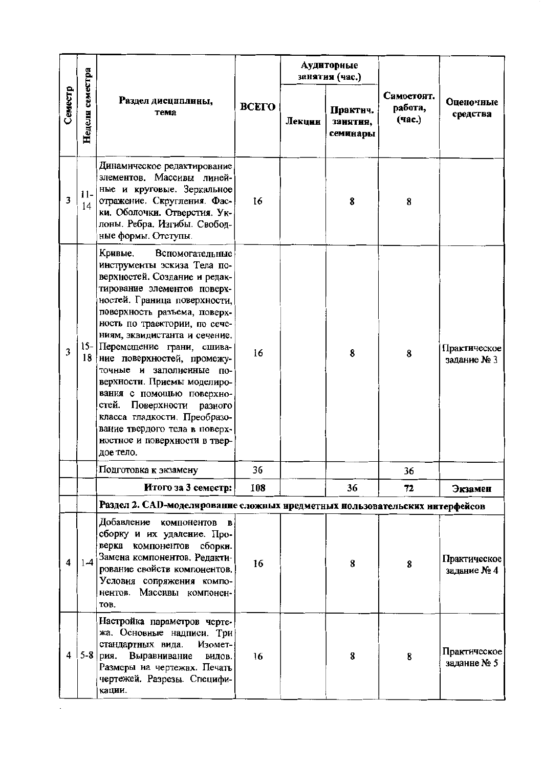| Семестр | Недели семестра | Раздел дисциплины, тема | ВСЕГО | Аудиторные занятия (час.) | | Самостоят. работа, (час.) | Оценочные средства |
|---|---|---|---|---|---|---|---|
| | | | | Лекции | Практич. занятия, семинары | | |
| 3 | 11-14 | Динамическое редактирование элементов. Массивы линейные и круговые. Зеркальное отражение. Скругления. Фаски. Оболочки. Отверстия. Уклоны. Ребра. Изгибы. Свободные формы. Отступы. | 16 | | 8 | 8 | |
| 3 | 15-18 | Кривые. Вспомогательные инструменты эскиза Тела поверхностей. Создание и редактирование элементов поверхностей. Граница поверхности, поверхность разъема, поверхность по траектории, по сечениям, эквидистанта и сечение. Перемещение грани, сшивание поверхностей, промежуточные и заполненные поверхности. Приемы моделирования с помощью поверхностей. Поверхности разного класса гладкости. Преобразование твердого тела в поверхностное и поверхности в твердое тело. | 16 | | 8 | 8 | Практическое задание № 3 |
| | | Подготовка к экзамену | 36 | | | 36 | |
| | | **Итого за 3 семестр:** | **108** | | **36** | **72** | **Экзамен** |
| | | **Раздел 2. CAD-моделирование сложных предметных пользовательских интерфейсов** | | | | | |
| 4 | 1-4 | Добавление компонентов в сборку и их удаление. Проверка компонентов сборки. Замена компонентов. Редактирование свойств компонентов. Условия сопряжения компонентов. Массивы компонентов. | 16 | | 8 | 8 | Практическое задание № 4 |
| 4 | 5-8 | Настройка параметров чертежа. Основные надписи. Три стандартных вида. Изометрия. Выравнивание видов. Размеры на чертежах. Печать чертежей. Разрезы. Спецификации. | 16 | | 8 | 8 | Практическое задание № 5 |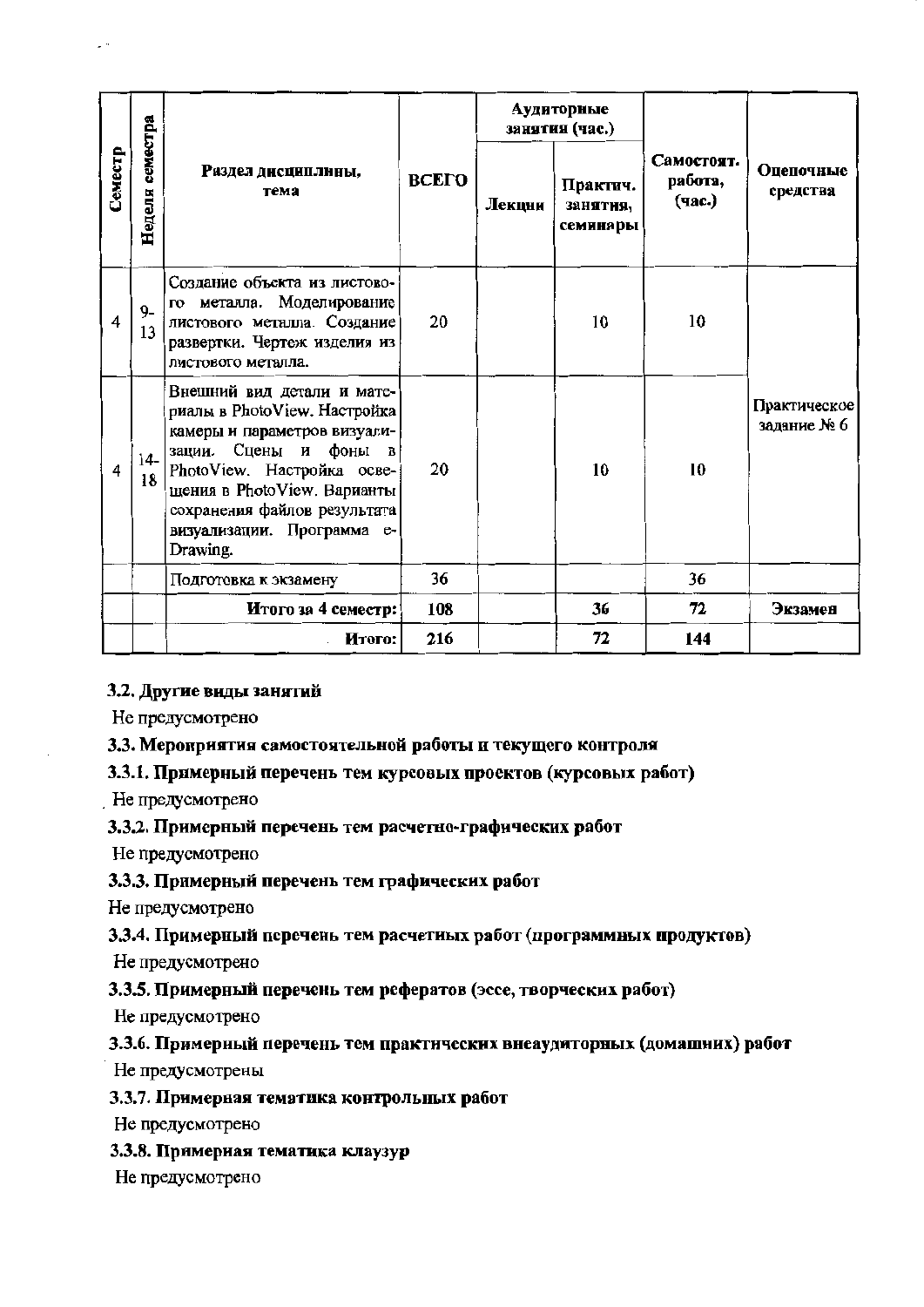| Семестр | Неделя семестра | Раздел дисциплины, тема | ВСЕГО | Аудиторные занятия (час.) | | Самостоят. работа, (час.) | Оценочные средства |
|---|---|---|---|---|---|---|---|
| | | | | Лекции | Практич. занятия, семинары | | |
| 4 | 9-13 | Создание объекта из листового металла. Моделирование листового металла. Создание развертки. Чертеж изделия из листового металла. | 20 | | 10 | 10 | Практическое задание № 6 |
| 4 | 14-18 | Внешний вид детали и материалы в PhotoView. Настройка камеры и параметров визуализации. Сцены и фоны в PhotoView. Настройка освещения в PhotoView. Варианты сохранения файлов результата визуализации. Программа e-Drawing. | 20 | | 10 | 10 | |
| | | Подготовка к экзамену | 36 | | | 36 | |
| | | **Итого за 4 семестр:** | **108** | | **36** | **72** | **Экзамен** |
| | | **Итого:** | **216** | | **72** | **144** | |

**3.2. Другие виды занятий**

Не предусмотрено

**3.3. Мероприятия самостоятельной работы и текущего контроля**

**3.3.1. Примерный перечень тем курсовых проектов (курсовых работ)**

Не предусмотрено

**3.3.2. Примерный перечень тем расчетно-графических работ**

Не предусмотрено

**3.3.3. Примерный перечень тем графических работ**

Не предусмотрено

**3.3.4. Примерный перечень тем расчетных работ (программных продуктов)**

Не предусмотрено

**3.3.5. Примерный перечень тем рефератов (эссе, творческих работ)**

Не предусмотрено

**3.3.6. Примерный перечень тем практических внеаудиторных (домашних) работ**

Не предусмотрены

**3.3.7. Примерная тематика контрольных работ**

Не предусмотрено

**3.3.8. Примерная тематика клаузур**

Не предусмотрено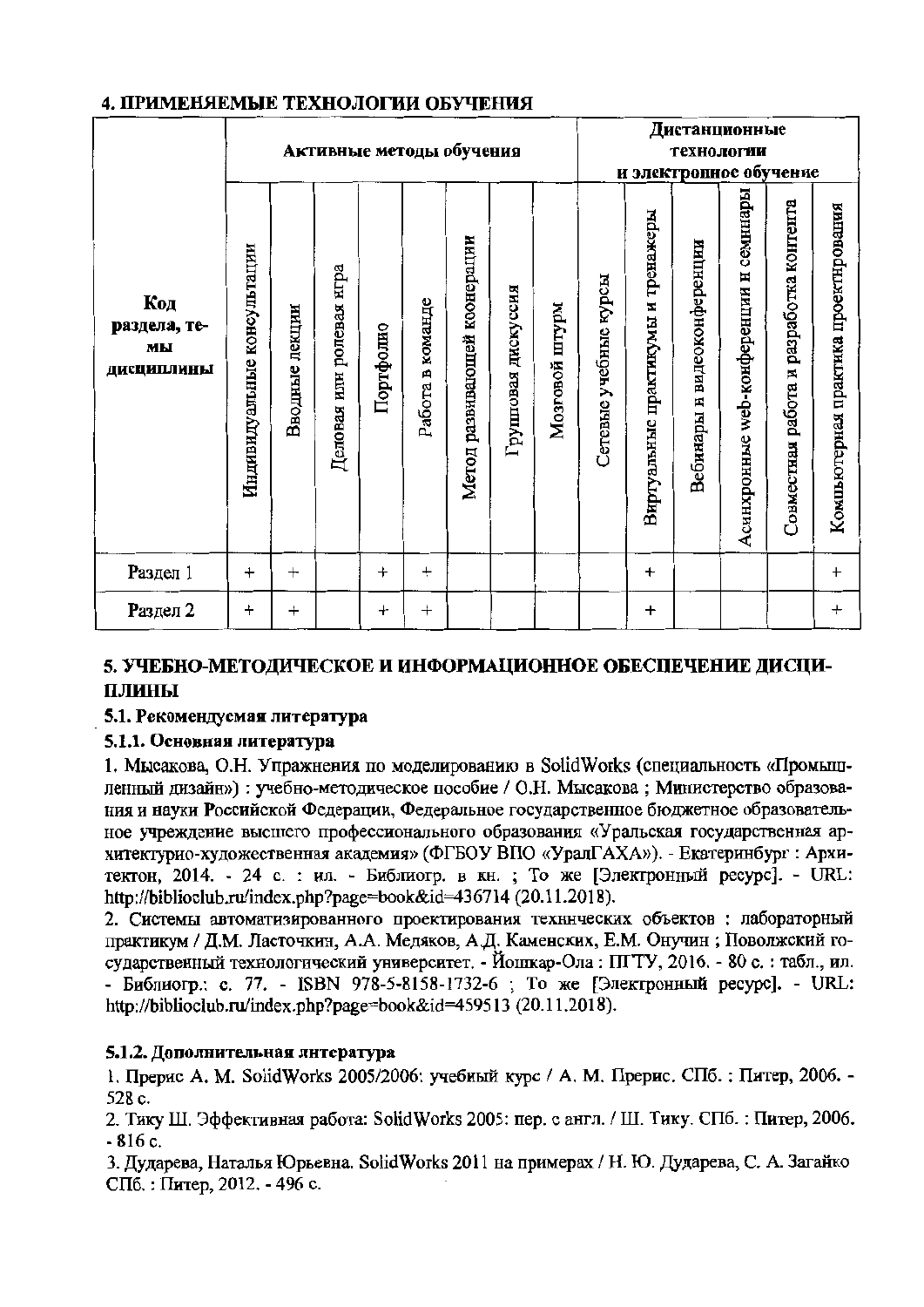## 4. ПРИМЕНЯЕМЫЕ ТЕХНОЛОГИИ ОБУЧЕНИЯ

| Код раздела, темы дисциплины | Активные методы обучения | | | | | | | | Дистанционные технологии и электронное обучение | | | | | |
|---|---|---|---|---|---|---|---|---|---|---|---|---|---|---|
| | Индивидуальные консультации | Вводные лекции | Деловая или ролевая игра | Портфолио | Работа в команде | Метод развивающей кооперации | Групповая дискуссия | Мозговой штурм | Сетевые учебные курсы | Виртуальные практикумы и тренажеры | Вебинары и видеоконференции | Асинхронные web-конференции и семинары | Совместная работа и разработка контента | Компьютерная практика проектирования |
| Раздел 1 | + | + | | + | + | | | | | + | | | | + |
| Раздел 2 | + | + | | + | + | | | | | + | | | | + |

## 5. УЧЕБНО-МЕТОДИЧЕСКОЕ И ИНФОРМАЦИОННОЕ ОБЕСПЕЧЕНИЕ ДИСЦИПЛИНЫ

### 5.1. Рекомендуемая литература

#### 5.1.1. Основная литература

1. Мысакова, О.Н. Упражнения по моделированию в SolidWorks (специальность «Промышленный дизайн») : учебно-методическое пособие / О.Н. Мысакова ; Министерство образования и науки Российской Федерации, Федеральное государственное бюджетное образовательное учреждение высшего профессионального образования «Уральская государственная архитектурно-художественная академия» (ФГБОУ ВПО «УралГАХА»). - Екатеринбург : Архитектон, 2014. - 24 с. : ил. - Библиогр. в кн. ; То же [Электронный ресурс]. - URL: http://biblioclub.ru/index.php?page=book&id=436714 (20.11.2018).
2. Системы автоматизированного проектирования технических объектов : лабораторный практикум / Д.М. Ласточкин, А.А. Медяков, А.Д. Каменских, Е.М. Онучин ; Поволжский государственный технологический университет. - Йошкар-Ола : ПГТУ, 2016. - 80 с. : табл., ил. - Библиогр.: с. 77. - ISBN 978-5-8158-1732-6 ; То же [Электронный ресурс]. - URL: http://biblioclub.ru/index.php?page=book&id=459513 (20.11.2018).

#### 5.1.2. Дополнительная литература

1. Прерис А. М. SolidWorks 2005/2006: учебный курс / А. М. Прерис. СПб. : Питер, 2006. - 528 с.
2. Тику Ш. Эффективная работа: SolidWorks 2005: пер. с англ. / Ш. Тику. СПб. : Питер, 2006. - 816 с.
3. Дударева, Наталья Юрьевна. SolidWorks 2011 на примерах / Н. Ю. Дударева, С. А. Загайко СПб. : Питер, 2012. - 496 с.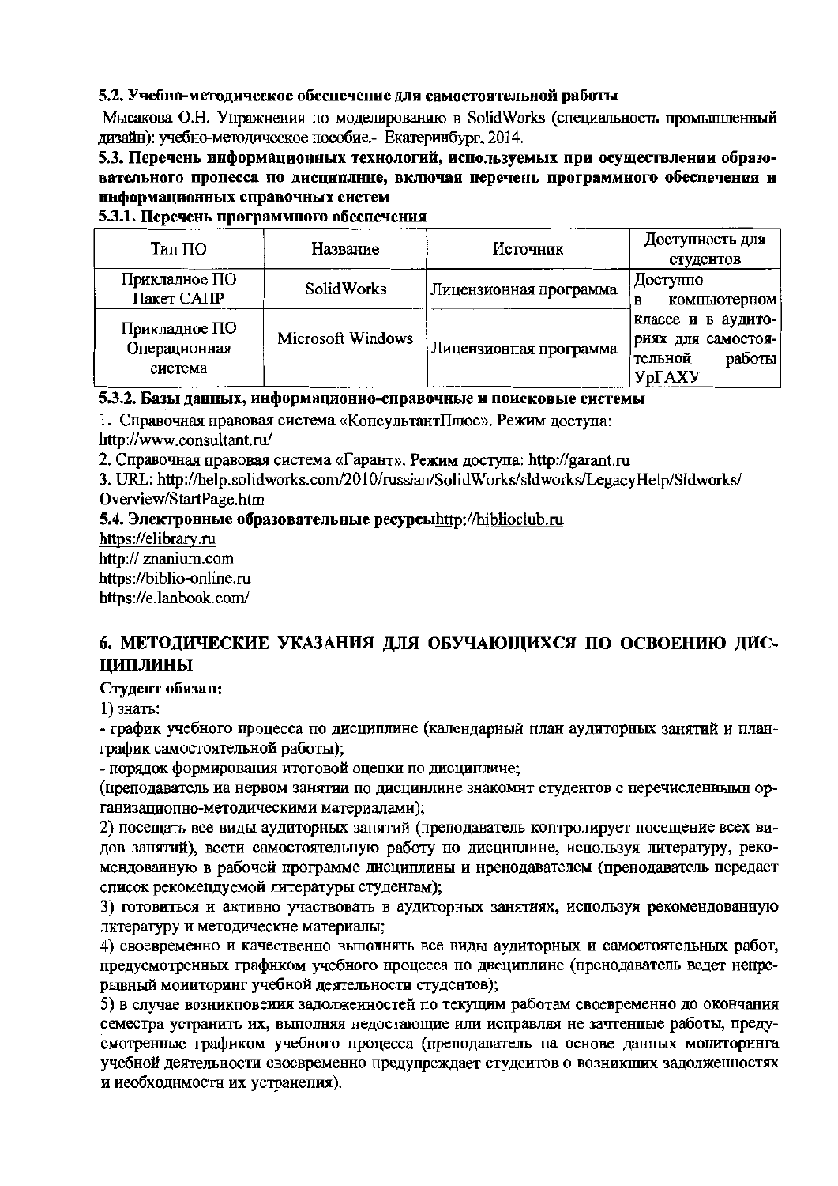**5.2. Учебно-методическое обеспечение для самостоятельной работы**

Мысакова О.Н. Упражнения по моделированию в SolidWorks (специальность промышленный дизайн): учебно-методическое пособие.- Екатеринбург, 2014.

**5.3. Перечень информационных технологий, используемых при осуществлении образовательного процесса по дисциплине, включая перечень программного обеспечения и информационных справочных систем**

**5.3.1. Перечень программного обеспечения**

| Тип ПО | Название | Источник | Доступность для студентов |
|---|---|---|---|
| Прикладное ПО Пакет САПР | SolidWorks | Лицензионная программа | Доступно в компьютерном классе и в аудиториях для самостоятельной работы УрГАХУ |
| Прикладное ПО Операционная система | Microsoft Windows | Лицензионная программа | |

**5.3.2. Базы данных, информационно-справочные и поисковые системы**

1. Справочная правовая система «КонсультантПлюс». Режим доступа: http://www.consultant.ru/
2. Справочная правовая система «Гарант». Режим доступа: http://garant.ru
3. URL: http://help.solidworks.com/2010/russian/SolidWorks/sldworks/LegacyHelp/Sldworks/Overview/StartPage.htm

**5.4. Электронные образовательные ресурсы**http://biblioclub.ru

https://elibrary.ru

http:// znanium.com

https://biblio-online.ru

https://e.lanbook.com/

## 6. МЕТОДИЧЕСКИЕ УКАЗАНИЯ ДЛЯ ОБУЧАЮЩИХСЯ ПО ОСВОЕНИЮ ДИСЦИПЛИНЫ

**Студент обязан:**

1) знать:

- график учебного процесса по дисциплине (календарный план аудиторных занятий и план-график самостоятельной работы);
- порядок формирования итоговой оценки по дисциплине;

(преподаватель на первом занятии по дисциплине знакомит студентов с перечисленными организационно-методическими материалами);

2) посещать все виды аудиторных занятий (преподаватель контролирует посещение всех видов занятий), вести самостоятельную работу по дисциплине, используя литературу, рекомендованную в рабочей программе дисциплины и преподавателем (преподаватель передает список рекомендуемой литературы студентам);

3) готовиться и активно участвовать в аудиторных занятиях, используя рекомендованную литературу и методические материалы;

4) своевременно и качественно выполнять все виды аудиторных и самостоятельных работ, предусмотренных графиком учебного процесса по дисциплине (преподаватель ведет непрерывный мониторинг учебной деятельности студентов);

5) в случае возникновения задолженностей по текущим работам своевременно до окончания семестра устранить их, выполняя недостающие или исправляя не зачтенные работы, предусмотренные графиком учебного процесса (преподаватель на основе данных мониторинга учебной деятельности своевременно предупреждает студентов о возникших задолженностях и необходимости их устранения).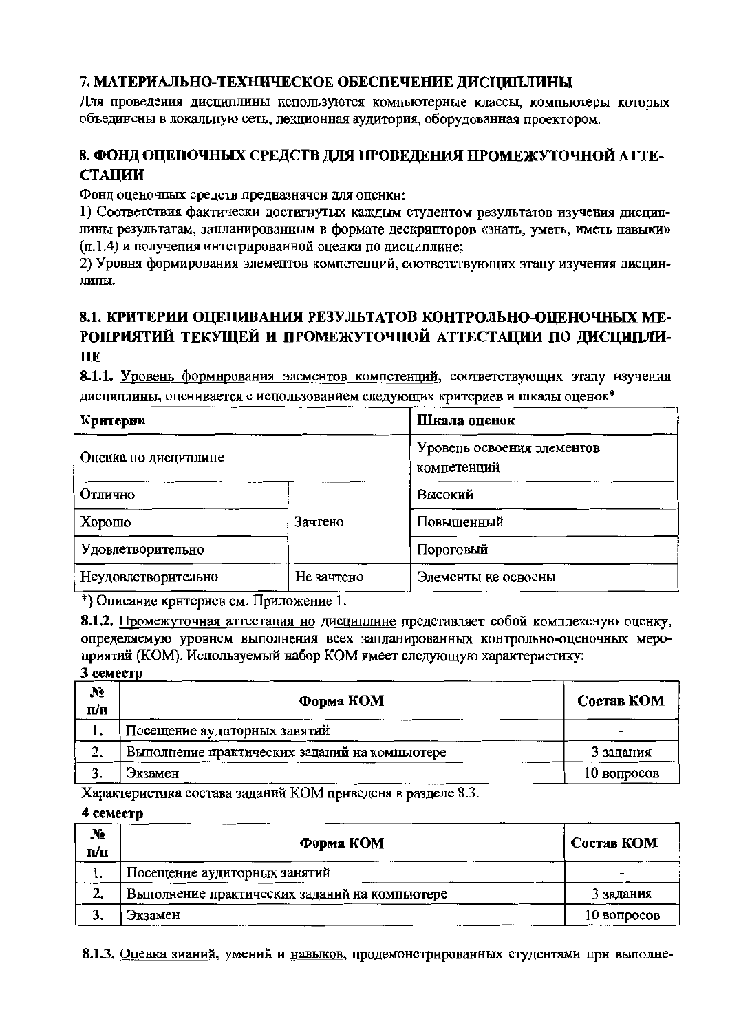## 7. МАТЕРИАЛЬНО-ТЕХНИЧЕСКОЕ ОБЕСПЕЧЕНИЕ ДИСЦИПЛИНЫ

Для проведения дисциплины используются компьютерные классы, компьютеры которых объединены в локальную сеть, лекционная аудитория, оборудованная проектором.

## 8. ФОНД ОЦЕНОЧНЫХ СРЕДСТВ ДЛЯ ПРОВЕДЕНИЯ ПРОМЕЖУТОЧНОЙ АТТЕСТАЦИИ

Фонд оценочных средств предназначен для оценки:

1) Соответствия фактически достигнутых каждым студентом результатов изучения дисциплины результатам, запланированным в формате дескрипторов «знать, уметь, иметь навыки» (п.1.4) и получения интегрированной оценки по дисциплине;

2) Уровня формирования элементов компетенций, соответствующих этапу изучения дисциплины.

## 8.1. КРИТЕРИИ ОЦЕНИВАНИЯ РЕЗУЛЬТАТОВ КОНТРОЛЬНО-ОЦЕНОЧНЫХ МЕРОПРИЯТИЙ ТЕКУЩЕЙ И ПРОМЕЖУТОЧНОЙ АТТЕСТАЦИИ ПО ДИСЦИПЛИНЕ

**8.1.1.** Уровень формирования элементов компетенций, соответствующих этапу изучения дисциплины, оценивается с использованием следующих критериев и шкалы оценок*

| Критерии | | Шкала оценок |
|---|---|---|
| Оценка по дисциплине | | Уровень освоения элементов компетенций |
| Отлично | Зачтено | Высокий |
| Хорошо | | Повышенный |
| Удовлетворительно | | Пороговый |
| Неудовлетворительно | Не зачтено | Элементы не освоены |

*) Описание критериев см. Приложение 1.

**8.1.2.** Промежуточная аттестация по дисциплине представляет собой комплексную оценку, определяемую уровнем выполнения всех запланированных контрольно-оценочных мероприятий (КОМ). Используемый набор КОМ имеет следующую характеристику:

**3 семестр**

| № п/п | Форма КОМ | Состав КОМ |
|---|---|---|
| 1. | Посещение аудиторных занятий | - |
| 2. | Выполнение практических заданий на компьютере | 3 задания |
| 3. | Экзамен | 10 вопросов |

Характеристика состава заданий КОМ приведена в разделе 8.3.

**4 семестр**

| № п/п | Форма КОМ | Состав КОМ |
|---|---|---|
| 1. | Посещение аудиторных занятий | - |
| 2. | Выполнение практических заданий на компьютере | 3 задания |
| 3. | Экзамен | 10 вопросов |

**8.1.3.** Оценка знаний, умений и навыков, продемонстрированных студентами при выполне-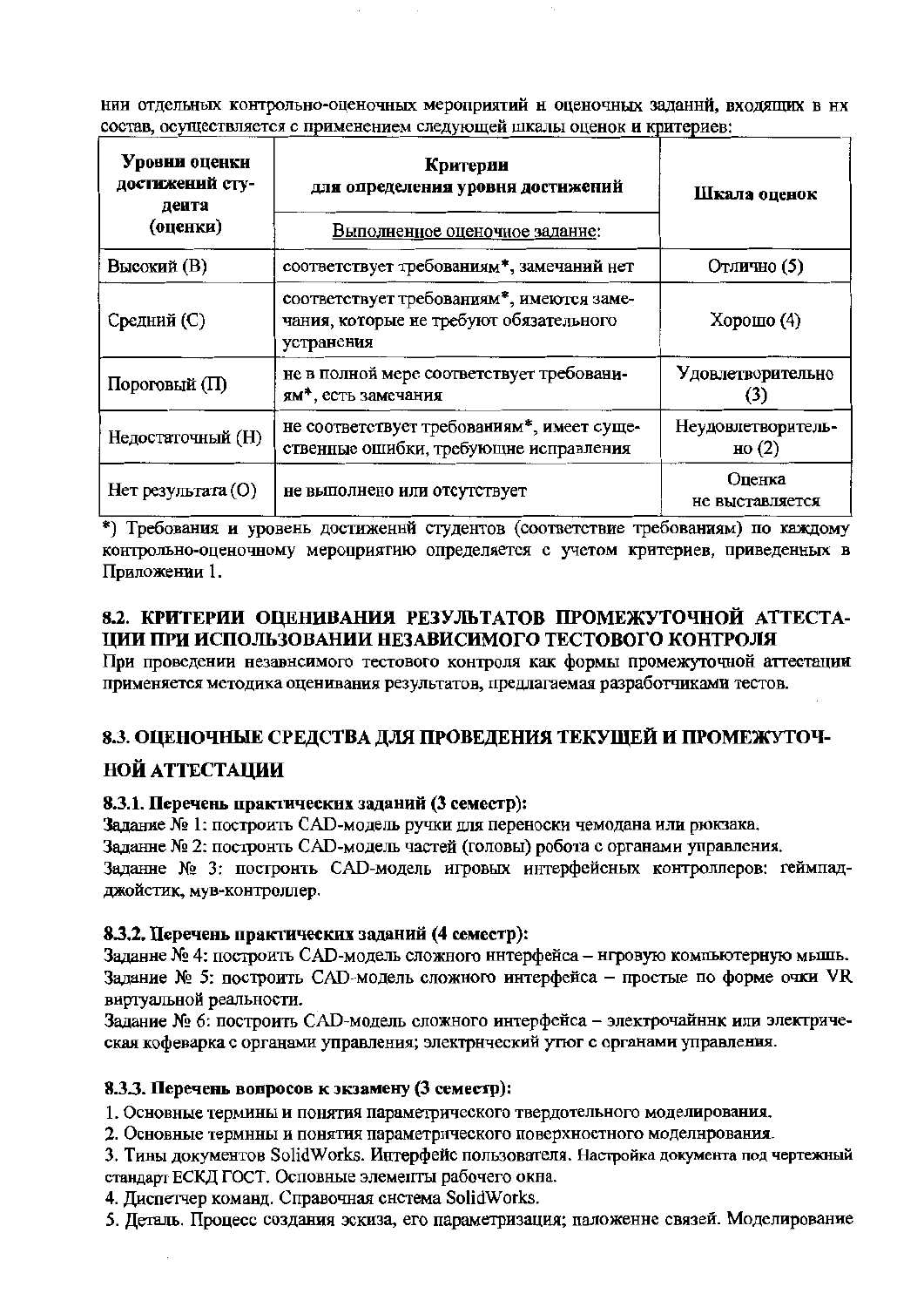нии отдельных контрольно-оценочных мероприятий и оценочных заданий, входящих в их состав, осуществляется с применением следующей шкалы оценок и критериев:

| Уровни оценки достижений студента (оценки) | Критерии для определения уровня достижений | Шкала оценок |
|---|---|---|
| | Выполненное оценочное задание: | |
| Высокий (В) | соответствует требованиям*, замечаний нет | Отлично (5) |
| Средний (С) | соответствует требованиям*, имеются замечания, которые не требуют обязательного устранения | Хорошо (4) |
| Пороговый (П) | не в полной мере соответствует требованиям*, есть замечания | Удовлетворительно (3) |
| Недостаточный (Н) | не соответствует требованиям*, имеет существенные ошибки, требующие исправления | Неудовлетворительно (2) |
| Нет результата (О) | не выполнено или отсутствует | Оценка не выставляется |

*) Требования и уровень достижений студентов (соответствие требованиям) по каждому контрольно-оценочному мероприятию определяется с учетом критериев, приведенных в Приложении 1.

## 8.2. КРИТЕРИИ ОЦЕНИВАНИЯ РЕЗУЛЬТАТОВ ПРОМЕЖУТОЧНОЙ АТТЕСТАЦИИ ПРИ ИСПОЛЬЗОВАНИИ НЕЗАВИСИМОГО ТЕСТОВОГО КОНТРОЛЯ

При проведении независимого тестового контроля как формы промежуточной аттестации применяется методика оценивания результатов, предлагаемая разработчиками тестов.

## 8.3. ОЦЕНОЧНЫЕ СРЕДСТВА ДЛЯ ПРОВЕДЕНИЯ ТЕКУЩЕЙ И ПРОМЕЖУТОЧНОЙ АТТЕСТАЦИИ

### 8.3.1. Перечень практических заданий (3 семестр):

Задание № 1: построить CAD-модель ручки для переноски чемодана или рюкзака.

Задание № 2: построить CAD-модель частей (головы) робота с органами управления.

Задание № 3: построить CAD-модель игровых интерфейсных контроллеров: геймпад-джойстик, мув-контроллер.

### 8.3.2. Перечень практических заданий (4 семестр):

Задание № 4: построить CAD-модель сложного интерфейса – игровую компьютерную мышь.

Задание № 5: построить CAD-модель сложного интерфейса – простые по форме очки VR виртуальной реальности.

Задание № 6: построить CAD-модель сложного интерфейса – электрочайник или электрическая кофеварка с органами управления; электрический утюг с органами управления.

### 8.3.3. Перечень вопросов к экзамену (3 семестр):

1. Основные термины и понятия параметрического твердотельного моделирования.
2. Основные термины и понятия параметрического поверхностного моделирования.
3. Типы документов SolidWorks. Интерфейс пользователя. Настройка документа под чертежный стандарт ЕСКД ГОСТ. Основные элементы рабочего окна.
4. Диспетчер команд. Справочная система SolidWorks.
5. Деталь. Процесс создания эскиза, его параметризация; наложение связей. Моделирование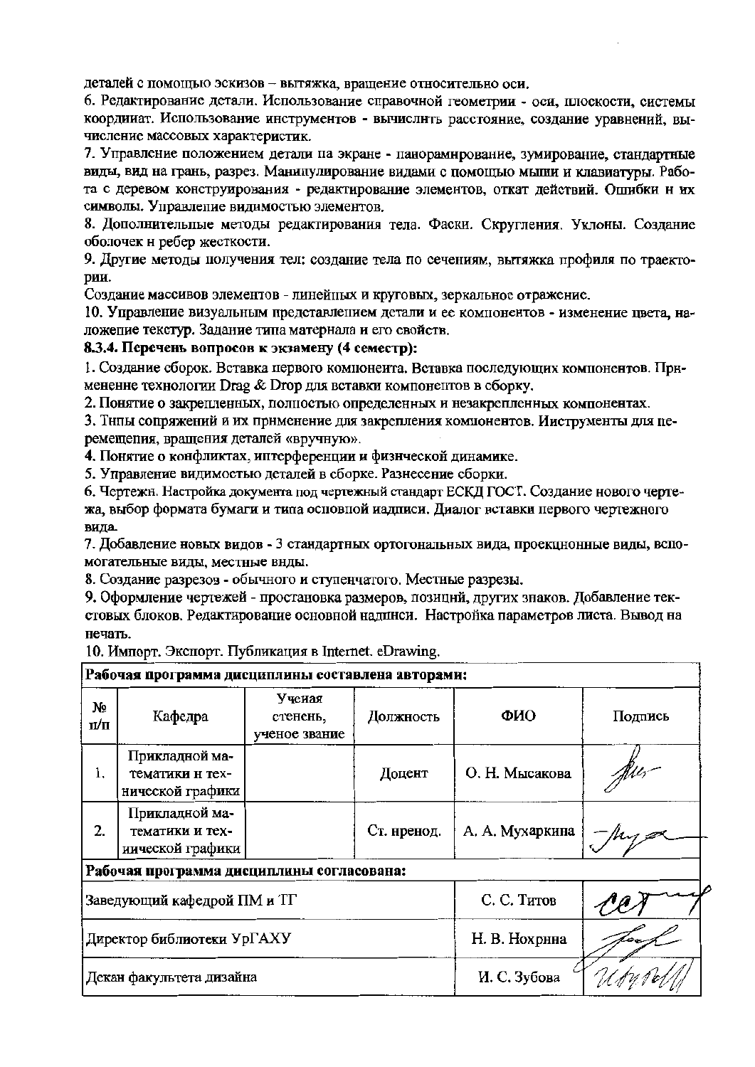деталей с помощью эскизов – вытяжка, вращение относительно оси.

6. Редактирование детали. Использование справочной геометрии - оси, плоскости, системы координат. Использование инструментов - вычислить расстояние, создание уравнений, вычисление массовых характеристик.

7. Управление положением детали на экране - панорамирование, зумирование, стандартные виды, вид на грань, разрез. Манипулирование видами с помощью мыши и клавиатуры. Работа с деревом конструирования - редактирование элементов, откат действий. Ошибки и их символы. Управление видимостью элементов.

8. Дополнительные методы редактирования тела. Фаски. Скругления. Уклоны. Создание оболочек и ребер жесткости.

9. Другие методы получения тел: создание тела по сечениям, вытяжка профиля по траектории.

Создание массивов элементов - линейных и круговых, зеркальное отражение.

10. Управление визуальным представлением детали и ее компонентов - изменение цвета, наложение текстур. Задание типа материала и его свойств.

**8.3.4. Перечень вопросов к экзамену (4 семестр):**

1. Создание сборок. Вставка первого компонента. Вставка последующих компонентов. Применение технологии Drag & Drop для вставки компонентов в сборку.
2. Понятие о закрепленных, полностью определенных и незакрепленных компонентах.
3. Типы сопряжений и их применение для закрепления компонентов. Инструменты для перемещения, вращения деталей «вручную».
4. Понятие о конфликтах, интерференции и физической динамике.
5. Управление видимостью деталей в сборке. Разнесение сборки.
6. Чертежи. Настройка документа под чертежный стандарт ЕСКД ГОСТ. Создание нового чертежа, выбор формата бумаги и типа основной надписи. Диалог вставки первого чертежного вида.
7. Добавление новых видов - 3 стандартных ортогональных вида, проекционные виды, вспомогательные виды, местные виды.
8. Создание разрезов - обычного и ступенчатого. Местные разрезы.
9. Оформление чертежей - простановка размеров, позиций, других знаков. Добавление текстовых блоков. Редактирование основной надписи. Настройка параметров листа. Вывод на печать.
10. Импорт. Экспорт. Публикация в Internet. eDrawing.

| **Рабочая программа дисциплины составлена авторами:** | | | | | |
|---|---|---|---|---|---|
| № п/п | Кафедра | Ученая степень, ученое звание | Должность | ФИО | Подпись |
| 1. | Прикладной математики и технической графики | | Доцент | О. Н. Мысакова | |
| 2. | Прикладной математики и технической графики | | Ст. препод. | А. А. Мухаркина | |
| **Рабочая программа дисциплины согласована:** | | | | | |
| Заведующий кафедрой ПМ и ТГ | | | | С. С. Титов | |
| Директор библиотеки УрГАХУ | | | | Н. В. Нохрина | |
| Декан факультета дизайна | | | | И. С. Зубова | |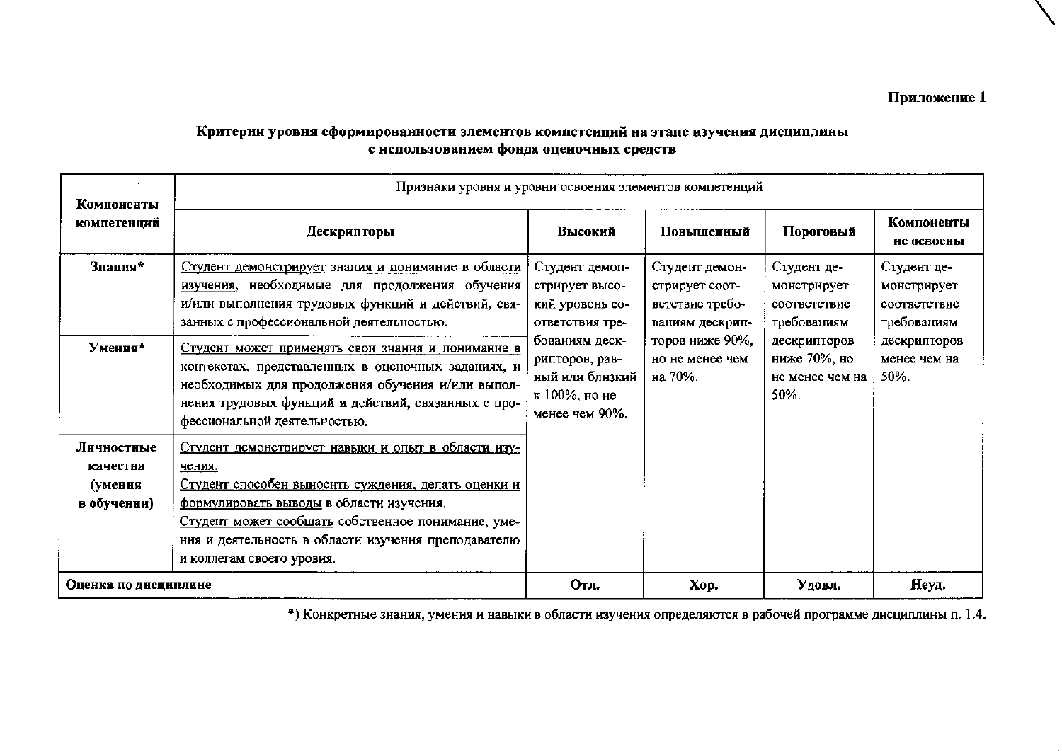**Приложение 1**

**Критерии уровня сформированности элементов компетенций на этапе изучения дисциплины с использованием фонда оценочных средств**

| Компоненты компетенций | Признаки уровня и уровни освоения элементов компетенций | | | | |
|---|---|---|---|---|---|
| | Дескрипторы | Высокий | Повышенный | Пороговый | Компоненты не освоены |
| Знания* | Студент демонстрирует знания и понимание в области изучения, необходимые для продолжения обучения и/или выполнения трудовых функций и действий, связанных с профессиональной деятельностью. | Студент демонстрирует высокий уровень соответствия требованиям дескрипторов, равный или близкий к 100%, но не менее чем 90%. | Студент демонстрирует соответствие требованиям дескрипторов ниже 90%, но не менее чем на 70%. | Студент демонстрирует соответствие требованиям дескрипторов ниже 70%, но не менее чем на 50%. | Студент демонстрирует соответствие требованиям дескрипторов менее чем на 50%. |
| Умения* | Студент может применять свои знания и понимание в контекстах, представленных в оценочных заданиях, и необходимых для продолжения обучения и/или выполнения трудовых функций и действий, связанных с профессиональной деятельностью. | | | | |
| Личностные качества (умения в обучении) | Студент демонстрирует навыки и опыт в области изучения. Студент способен выносить суждения, делать оценки и формулировать выводы в области изучения. Студент может сообщать собственное понимание, умения и деятельность в области изучения преподавателю и коллегам своего уровня. | | | | |
| **Оценка по дисциплине** | | **Отл.** | **Хор.** | **Удовл.** | **Неуд.** |

*) Конкретные знания, умения и навыки в области изучения определяются в рабочей программе дисциплины п. 1.4.